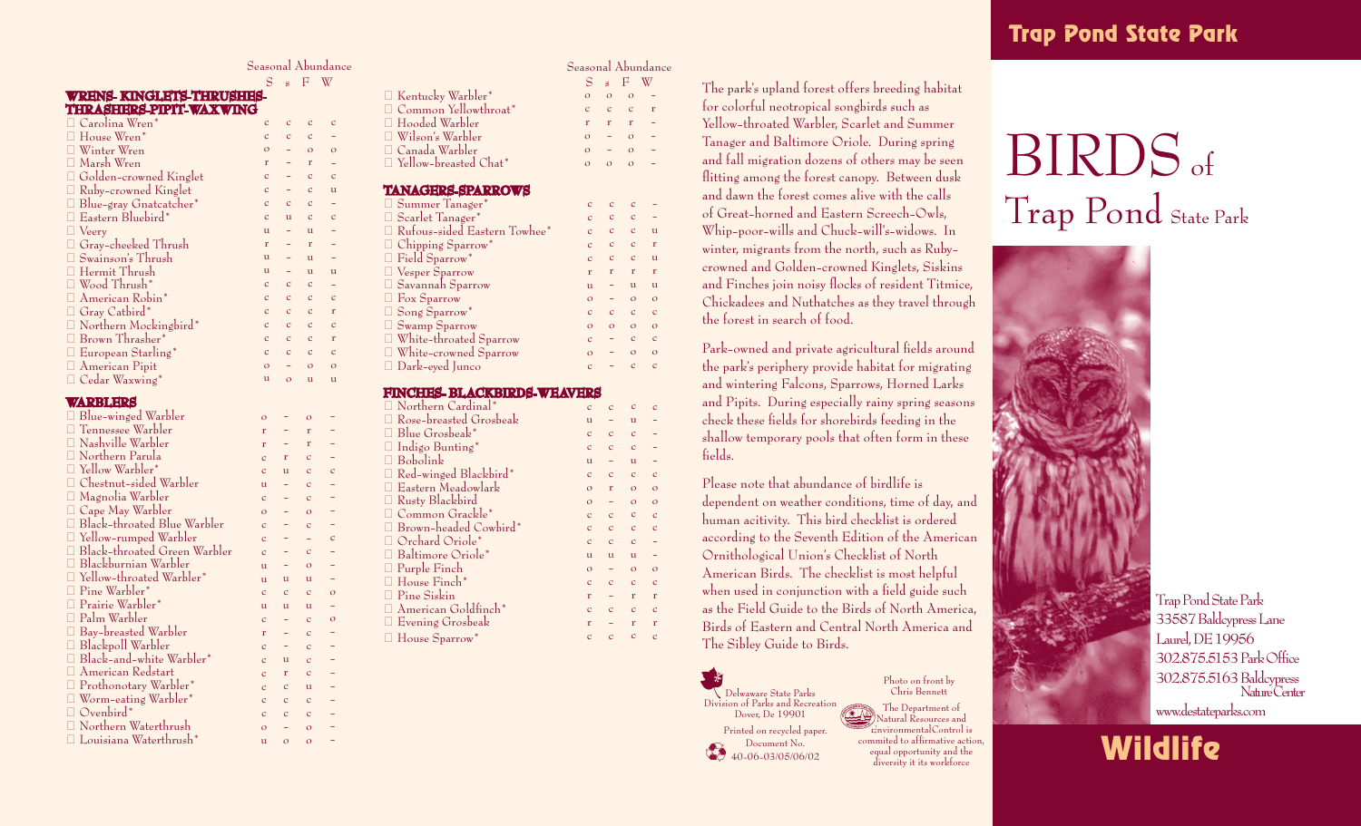# Trap Pond State Park

# BIRDS of Trap Pond State Park

Trap Pond State Park
33587 Baldcypress Lane
Laurel, DE 19956
302.875.5153 Park Office
302.875.5163 Baldcypress Nature Center
www.destateparks.com

## Wildlife

The park's upland forest offers breeding habitat for colorful neotropical songbirds such as Yellow-throated Warbler, Scarlet and Summer Tanager and Baltimore Oriole. During spring and fall migration dozens of others may be seen flitting among the forest canopy. Between dusk and dawn the forest comes alive with the calls of Great-horned and Eastern Screech-Owls, Whip-poor-wills and Chuck-will's-widows. In winter, migrants from the north, such as Ruby-crowned and Golden-crowned Kinglets, Siskins and Finches join noisy flocks of resident Titmice, Chickadees and Nuthatches as they travel through the forest in search of food.

Park-owned and private agricultural fields around the park's periphery provide habitat for migrating and wintering Falcons, Sparrows, Horned Larks and Pipits. During especially rainy spring seasons check these fields for shorebirds feeding in the shallow temporary pools that often form in these fields.

Please note that abundance of birdlife is dependent on weather conditions, time of day, and human acitivity. This bird checklist is ordered according to the Seventh Edition of the American Ornithological Union's Checklist of North American Birds. The checklist is most helpful when used in conjunction with a field guide such as the Field Guide to the Birds of North America, Birds of Eastern and Central North America and The Sibley Guide to Birds.

Delaware State Parks
Division of Parks and Recreation
Dover, De 19901

Printed on recycled paper.
Document No.
40-06-03/05/06/02

Photo on front by Chris Bennett

The Department of Natural Resources and EnvironmentalControl is commited to affirmative action, equal opportunity and the diversity it its workforce

### Seasonal Abundance

| | S | s | F | W |
|---|---|---|---|---|
| **WRENS- KINGLETS-THRUSHES-THRASHERS-PIPIT-WAXWING** | | | | |
| ☐ Carolina Wren* | c | c | c | c |
| ☐ House Wren* | c | c | c | - |
| ☐ Winter Wren | o | - | o | o |
| ☐ Marsh Wren | r | - | r | - |
| ☐ Golden-crowned Kinglet | c | - | c | c |
| ☐ Ruby-crowned Kinglet | c | - | c | u |
| ☐ Blue-gray Gnatcatcher* | c | c | c | - |
| ☐ Eastern Bluebird* | c | u | c | c |
| ☐ Veery | u | - | u | - |
| ☐ Gray-cheeked Thrush | r | - | r | - |
| ☐ Swainson's Thrush | u | - | u | - |
| ☐ Hermit Thrush | u | - | u | u |
| ☐ Wood Thrush* | c | c | c | - |
| ☐ American Robin* | c | c | c | c |
| ☐ Gray Catbird* | c | c | c | r |
| ☐ Northern Mockingbird* | c | c | c | c |
| ☐ Brown Thrasher* | c | c | c | r |
| ☐ European Starling* | c | c | c | c |
| ☐ American Pipit | o | - | o | o |
| ☐ Cedar Waxwing* | u | o | u | u |
| **WARBLERS** | | | | |
| ☐ Blue-winged Warbler | o | - | o | - |
| ☐ Tennessee Warbler | r | - | r | - |
| ☐ Nashville Warbler | r | - | r | - |
| ☐ Northern Parula | c | r | c | - |
| ☐ Yellow Warbler* | c | u | c | c |
| ☐ Chestnut-sided Warbler | u | - | c | - |
| ☐ Magnolia Warbler | c | - | c | - |
| ☐ Cape May Warbler | o | - | o | - |
| ☐ Black-throated Blue Warbler | c | - | c | - |
| ☐ Yellow-rumped Warbler | c | - | - | c |
| ☐ Black-throated Green Warbler | c | - | c | - |
| ☐ Blackburnian Warbler | u | - | o | - |
| ☐ Yellow-throated Warbler* | u | u | u | - |
| ☐ Pine Warbler* | c | c | c | o |
| ☐ Prairie Warbler* | u | u | u | - |
| ☐ Palm Warbler | c | - | c | o |
| ☐ Bay-breasted Warbler | r | - | c | - |
| ☐ Blackpoll Warbler | c | - | c | - |
| ☐ Black-and-white Warbler* | c | u | c | - |
| ☐ American Redstart | c | r | c | - |
| ☐ Prothonotary Warbler* | c | c | u | - |
| ☐ Worm-eating Warbler* | c | c | c | - |
| ☐ Ovenbird* | c | c | c | - |
| ☐ Northern Waterthrush | o | - | o | - |
| ☐ Louisiana Waterthrush* | u | o | o | - |
| ☐ Kentucky Warbler* | o | o | o | - |
| ☐ Common Yellowthroat* | c | c | c | r |
| ☐ Hooded Warbler | r | r | r | - |
| ☐ Wilson's Warbler | o | - | o | - |
| ☐ Canada Warbler | o | - | o | - |
| ☐ Yellow-breasted Chat* | o | o | o | - |
| **TANAGERS-SPARROWS** | | | | |
| ☐ Summer Tanager* | c | c | c | - |
| ☐ Scarlet Tanager* | c | c | c | - |
| ☐ Rufous-sided Eastern Towhee* | c | c | c | u |
| ☐ Chipping Sparrow* | c | c | c | r |
| ☐ Field Sparrow* | c | c | c | u |
| ☐ Vesper Sparrow | r | r | r | r |
| ☐ Savannah Sparrow | u | - | u | u |
| ☐ Fox Sparrow | o | - | o | o |
| ☐ Song Sparrow* | c | c | c | c |
| ☐ Swamp Sparrow | o | o | o | o |
| ☐ White-throated Sparrow | c | - | c | c |
| ☐ White-crowned Sparrow | o | - | o | o |
| ☐ Dark-eyed Junco | c | - | c | c |
| **FINCHES- BLACKBIRDS-WEAVERS** | | | | |
| ☐ Northern Cardinal* | c | c | c | c |
| ☐ Rose-breasted Grosbeak | u | - | u | - |
| ☐ Blue Grosbeak* | c | c | c | - |
| ☐ Indigo Bunting* | c | c | c | - |
| ☐ Bobolink | u | - | u | - |
| ☐ Red-winged Blackbird* | c | c | c | c |
| ☐ Eastern Meadowlark | o | r | o | o |
| ☐ Rusty Blackbird | o | - | o | o |
| ☐ Common Grackle* | c | c | c | c |
| ☐ Brown-headed Cowbird* | c | c | c | c |
| ☐ Orchard Oriole* | c | c | c | - |
| ☐ Baltimore Oriole* | u | u | u | - |
| ☐ Purple Finch | o | - | o | o |
| ☐ House Finch* | c | c | c | c |
| ☐ Pine Siskin | r | - | r | r |
| ☐ American Goldfinch* | c | c | c | c |
| ☐ Evening Grosbeak | r | - | r | r |
| ☐ House Sparrow* | c | c | c | c |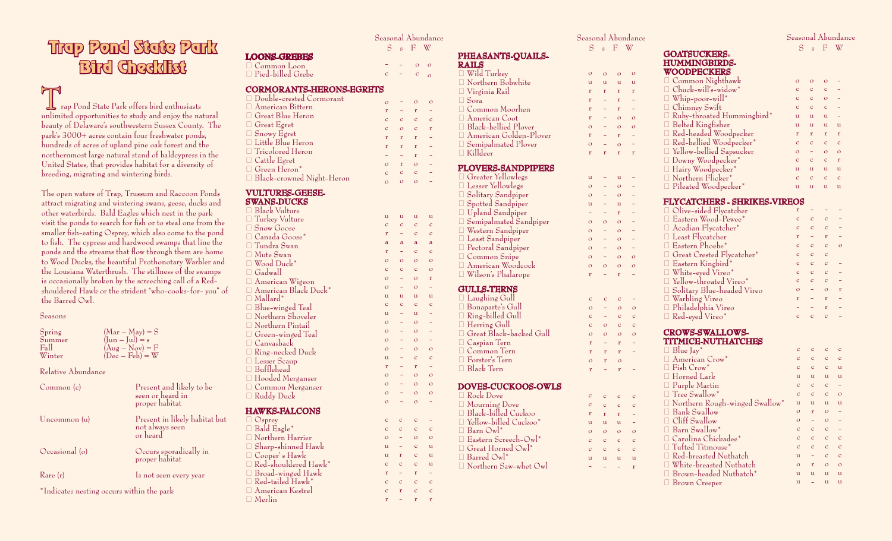# Trap Pond State Park Bird Checklist

Trap Pond State Park offers bird enthusiasts unlimited opportunities to study and enjoy the natural beauty of Delaware's southwestern Sussex County. The park's 3000+ acres contain four freshwater ponds, hundreds of acres of upland pine oak forest and the northernmost large natural stand of baldcypress in the United States, that provides habitat for a diversity of breeding, migrating and wintering birds.

The open waters of Trap, Trussum and Raccoon Ponds attract migrating and wintering swans, geese, ducks and other waterbirds. Bald Eagles which nest in the park visit the ponds to search for fish or to steal one from the smaller fish-eating Osprey, which also come to the pond to fish. The cypress and hardwood swamps that line the ponds and the streams that flow through them are home to Wood Ducks, the beautiful Prothonotary Warbler and the Lousiana Waterthrush. The stillness of the swamps is occasionally broken by the screeching call of a Red-shouldered Hawk or the strident "who-cooks-for- you" of the Barred Owl.

Seasons

| | |
|---|---|
| Spring | (Mar – May) = S |
| Summer | (Jun – Jul) = s |
| Fall | (Aug – Nov) = F |
| Winter | (Dec – Feb) = W |

Relative Abundance

| | |
|---|---|
| Common (c) | Present and likely to be seen or heard in proper habitat |
| Uncommon (u) | Present in likely habitat but not always seen or heard |
| Occasional (o) | Occurs sporadically in proper habitat |
| Rare (r) | Is not seen every year |

*Indicates nesting occurs within the park

Seasonal Abundance

### LOONS-GREBES

| | S | s | F | W |
|---|---|---|---|---|
| ☐ Common Loon | – | – | o | o |
| ☐ Pied-billed Grebe | c | – | c | o |

### CORMORANTS-HERONS-EGRETS

| | S | s | F | W |
|---|---|---|---|---|
| ☐ Double-crested Cormorant | o | – | o | o |
| ☐ American Bittern | r | – | r | – |
| ☐ Great Blue Heron | c | c | c | c |
| ☐ Great Egret | c | o | c | r |
| ☐ Snowy Egret | r | r | r | – |
| ☐ Little Blue Heron | r | r | r | – |
| ☐ Tricolored Heron | – | – | r | – |
| ☐ Cattle Egret | o | r | o | – |
| ☐ Green Heron* | c | c | c | – |
| ☐ Black-crowned Night-Heron | o | o | o | – |

### VULTURES-GEESE-SWANS-DUCKS

| | S | s | F | W |
|---|---|---|---|---|
| ☐ Black Vulture | u | u | u | u |
| ☐ Turkey Vulture | c | c | c | c |
| ☐ Snow Goose | r | – | c | c |
| ☐ Canada Goose* | a | a | a | a |
| ☐ Tundra Swan | r | – | c | c |
| ☐ Mute Swan | o | o | o | o |
| ☐ Wood Duck* | c | c | c | o |
| ☐ Gadwall | o | – | o | r |
| ☐ American Wigeon | o | – | o | – |
| ☐ American Black Duck* | u | u | u | u |
| ☐ Mallard* | c | c | c | c |
| ☐ Blue-winged Teal | u | – | u | – |
| ☐ Northern Shoveler | o | – | o | – |
| ☐ Northern Pintail | o | – | o | – |
| ☐ Green-winged Teal | o | – | o | – |
| ☐ Canvasback | o | – | o | o |
| ☐ Ring-necked Duck | u | – | c | c |
| ☐ Lesser Scaup | r | – | r | – |
| ☐ Bufflehead | o | – | o | o |
| ☐ Hooded Merganser | o | – | o | o |
| ☐ Common Merganser | o | – | o | o |
| ☐ Ruddy Duck | o | – | o | – |

### HAWKS-FALCONS

| | S | s | F | W |
|---|---|---|---|---|
| ☐ Osprey | c | c | c | – |
| ☐ Bald Eagle* | c | c | c | c |
| ☐ Northern Harrier | o | – | o | o |
| ☐ Sharp-shinned Hawk | u | – | c | u |
| ☐ Cooper's Hawk | u | r | c | u |
| ☐ Red-shouldered Hawk* | c | c | c | u |
| ☐ Broad-winged Hawk | r | – | r | – |
| ☐ Red-tailed Hawk* | c | c | c | c |
| ☐ American Kestrel | c | r | c | c |
| ☐ Merlin | r | – | r | r |

### PHEASANTS-QUAILS-RAILS

| | S | s | F | W |
|---|---|---|---|---|
| ☐ Wild Turkey | o | o | o | o |
| ☐ Northern Bobwhite | u | u | u | u |
| ☐ Virginia Rail | r | r | r | r |
| ☐ Sora | r | – | r | – |
| ☐ Common Moorhen | r | – | r | – |
| ☐ American Coot | r | – | o | o |
| ☐ Black-bellied Plover | o | – | o | o |
| ☐ American Golden-Plover | r | – | r | – |
| ☐ Semipalmated Plover | o | – | o | – |
| ☐ Killdeer | r | r | r | r |

### PLOVERS-SANDPIPERS

| | S | s | F | W |
|---|---|---|---|---|
| ☐ Greater Yellowlegs | u | – | u | – |
| ☐ Lesser Yellowlegs | o | – | o | – |
| ☐ Solitary Sandpiper | o | – | o | – |
| ☐ Spotted Sandpiper | u | – | u | – |
| ☐ Upland Sandpiper | – | – | r | – |
| ☐ Semipalmated Sandpiper | o | o | o | – |
| ☐ Western Sandpiper | o | – | o | – |
| ☐ Least Sandpiper | o | – | o | – |
| ☐ Pectoral Sandpiper | o | – | o | – |
| ☐ Common Snipe | o | – | o | o |
| ☐ American Woodcock | o | o | o | o |
| ☐ Wilson's Phalarope | r | – | r | – |

### GULLS-TERNS

| | S | s | F | W |
|---|---|---|---|---|
| ☐ Laughing Gull | c | c | c | – |
| ☐ Bonaparte's Gull | o | – | o | o |
| ☐ Ring-billed Gull | c | – | c | c |
| ☐ Herring Gull | c | o | c | c |
| ☐ Great Black-backed Gull | o | o | o | o |
| ☐ Caspian Tern | r | – | r | – |
| ☐ Common Tern | r | r | r | – |
| ☐ Forster's Tern | o | r | o | |
| ☐ Black Tern | r | – | r | – |

### DOVES-CUCKOOS-OWLS

| | S | s | F | W |
|---|---|---|---|---|
| ☐ Rock Dove | c | c | c | c |
| ☐ Mourning Dove | c | c | c | c |
| ☐ Black-billed Cuckoo | r | r | r | – |
| ☐ Yellow-billed Cuckoo* | u | u | u | – |
| ☐ Barn Owl* | o | o | o | o |
| ☐ Eastern Screech-Owl* | c | c | c | c |
| ☐ Great Horned Owl* | c | c | c | c |
| ☐ Barred Owl* | u | u | u | u |
| ☐ Northern Saw-whet Owl | – | – | – | r |

### GOATSUCKERS-HUMMINGBIRDS-WOODPECKERS

| | S | s | F | W |
|---|---|---|---|---|
| ☐ Common Nighthawk | o | o | o | – |
| ☐ Chuck-will's-widow* | c | c | c | – |
| ☐ Whip-poor-will* | c | c | o | – |
| ☐ Chimney Swift | c | c | c | – |
| ☐ Ruby-throated Hummingbird* | u | u | u | – |
| ☐ Belted Kingfisher | u | u | u | u |
| ☐ Red-headed Woodpecker | r | r | r | r |
| ☐ Red-bellied Woodpecker* | c | c | c | c |
| ☐ Yellow-bellied Sapsucker | o | – | o | o |
| ☐ Downy Woodpecker* | c | c | c | r |
| ☐ Hairy Woodpecker* | u | u | u | u |
| ☐ Northern Flicker* | c | c | c | c |
| ☐ Pileated Woodpecker* | u | u | u | u |

### FLYCATCHERS - SHRIKES-VIREOS

| | S | s | F | W |
|---|---|---|---|---|
| ☐ Olive-sided Flycatcher | r | – | – | – |
| ☐ Eastern Wood-Pewee* | c | c | c | – |
| ☐ Acadian Flycatcher* | c | c | c | – |
| ☐ Least Flycatcher | r | – | r | – |
| ☐ Eastern Phoebe* | c | c | c | o |
| ☐ Great Crested Flycatcher* | c | c | c | |
| ☐ Eastern Kingbird* | c | c | c | – |
| ☐ White-eyed Vireo* | c | c | c | – |
| ☐ Yellow-throated Vireo* | c | c | c | – |
| ☐ Solitary Blue-headed Vireo | o | – | o | r |
| ☐ Warbling Vireo | r | – | r | – |
| ☐ Philadelphia Vireo | – | – | r | – |
| ☐ Red-eyed Vireo* | c | c | c | – |

### CROWS-SWALLOWS-TITMICE-NUTHATCHES

| | S | s | F | W |
|---|---|---|---|---|
| ☐ Blue Jay* | c | c | c | c |
| ☐ American Crow* | c | c | c | c |
| ☐ Fish Crow* | c | c | c | u |
| ☐ Horned Lark | u | u | u | u |
| ☐ Purple Martin | c | c | c | – |
| ☐ Tree Swallow* | c | c | c | o |
| ☐ Northern Rough-winged Swallow* | u | u | u | u |
| ☐ Bank Swallow | o | r | o | – |
| ☐ Cliff Swallow | o | – | o | – |
| ☐ Barn Swallow* | c | c | c | – |
| ☐ Carolina Chickadee* | c | c | c | c |
| ☐ Tufted Titmouse* | c | c | c | c |
| ☐ Red-breasted Nuthatch | u | – | c | c |
| ☐ White-breasted Nuthatch | o | r | o | o |
| ☐ Brown-headed Nuthatch* | u | u | u | u |
| ☐ Brown Creeper | u | – | u | u |